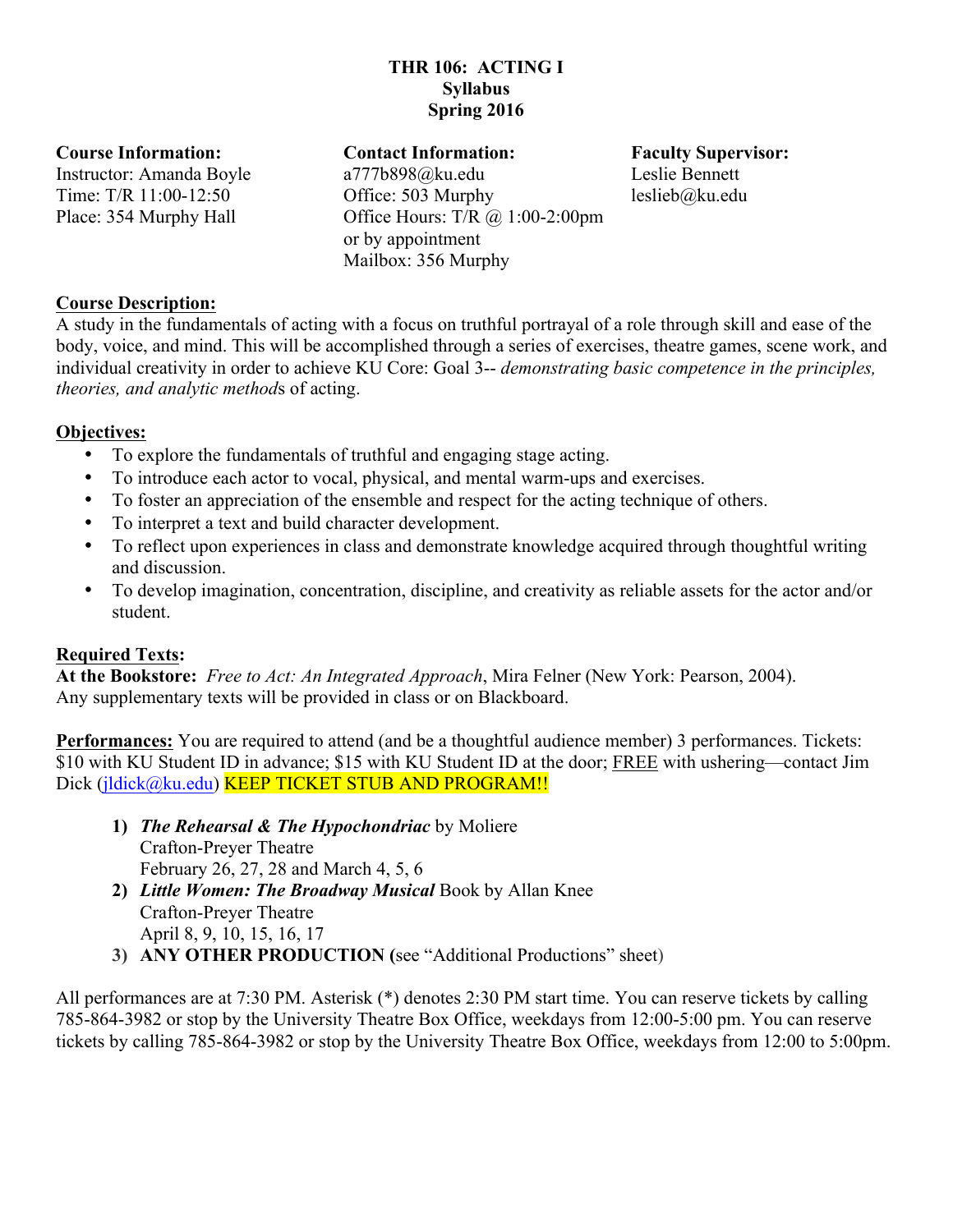# THR 106: ACTING I
## Syllabus
## Spring 2016

**Course Information:**
Instructor: Amanda Boyle
Time: T/R 11:00-12:50
Place: 354 Murphy Hall

**Contact Information:**
a777b898@ku.edu
Office: 503 Murphy
Office Hours: T/R @ 1:00-2:00pm
or by appointment
Mailbox: 356 Murphy

**Faculty Supervisor:**
Leslie Bennett
leslieb@ku.edu

**Course Description:**
A study in the fundamentals of acting with a focus on truthful portrayal of a role through skill and ease of the body, voice, and mind. This will be accomplished through a series of exercises, theatre games, scene work, and individual creativity in order to achieve KU Core: Goal 3-- *demonstrating basic competence in the principles, theories, and analytic method*s of acting.

**Objectives:**

- To explore the fundamentals of truthful and engaging stage acting.
- To introduce each actor to vocal, physical, and mental warm-ups and exercises.
- To foster an appreciation of the ensemble and respect for the acting technique of others.
- To interpret a text and build character development.
- To reflect upon experiences in class and demonstrate knowledge acquired through thoughtful writing and discussion.
- To develop imagination, concentration, discipline, and creativity as reliable assets for the actor and/or student.

**Required Texts:**
**At the Bookstore:** *Free to Act: An Integrated Approach*, Mira Felner (New York: Pearson, 2004).
Any supplementary texts will be provided in class or on Blackboard.

**Performances:** You are required to attend (and be a thoughtful audience member) 3 performances. Tickets: $10 with KU Student ID in advance; $15 with KU Student ID at the door; FREE with ushering—contact Jim Dick (jldick@ku.edu) KEEP TICKET STUB AND PROGRAM!!

1) ***The Rehearsal & The Hypochondriac*** by Moliere
   Crafton-Preyer Theatre
   February 26, 27, 28 and March 4, 5, 6
2) ***Little Women: The Broadway Musical*** Book by Allan Knee
   Crafton-Preyer Theatre
   April 8, 9, 10, 15, 16, 17
3) **ANY OTHER PRODUCTION (**see "Additional Productions" sheet)

All performances are at 7:30 PM. Asterisk (*) denotes 2:30 PM start time. You can reserve tickets by calling 785-864-3982 or stop by the University Theatre Box Office, weekdays from 12:00-5:00 pm. You can reserve tickets by calling 785-864-3982 or stop by the University Theatre Box Office, weekdays from 12:00 to 5:00pm.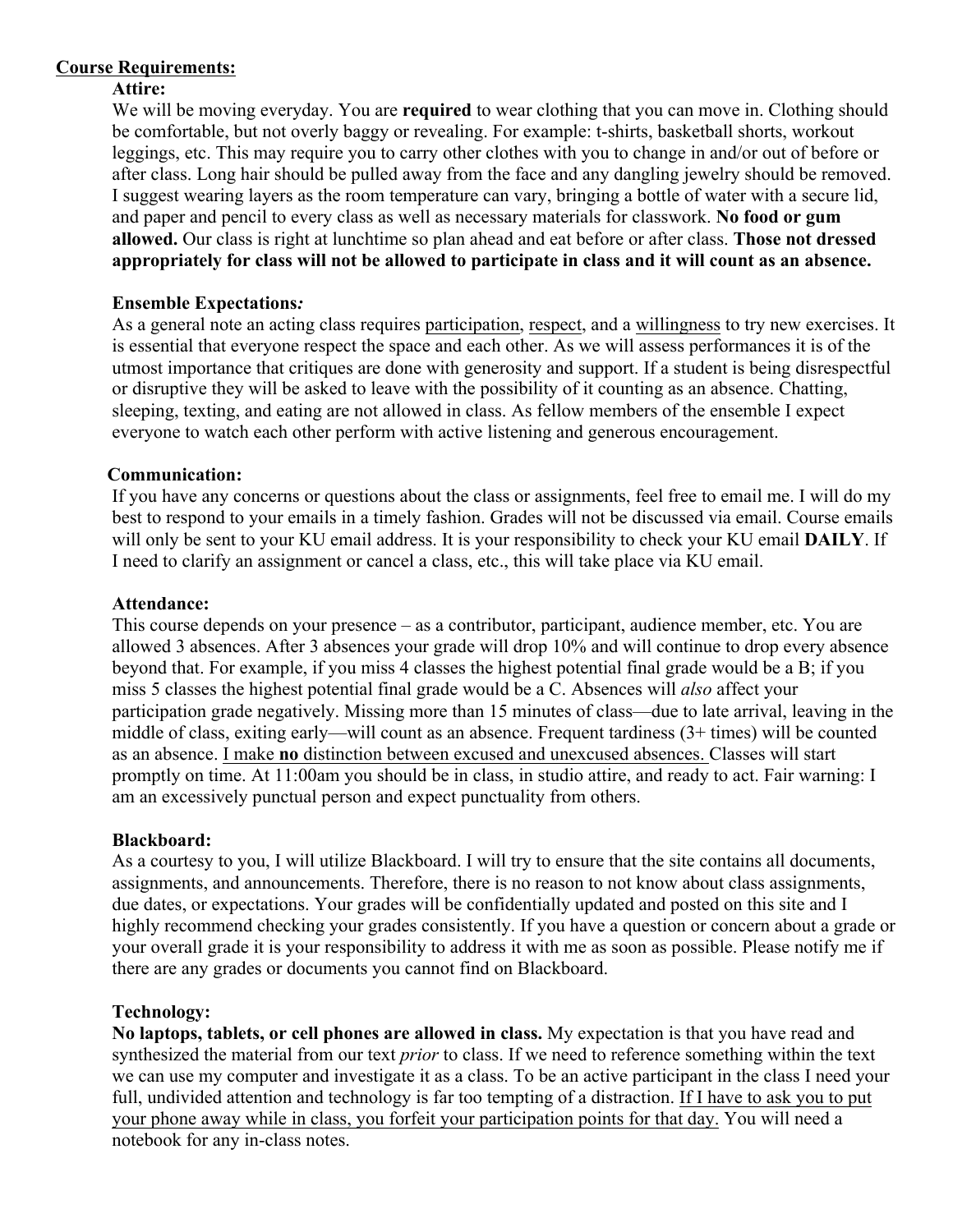## Course Requirements:

### Attire:

We will be moving everyday. You are **required** to wear clothing that you can move in. Clothing should be comfortable, but not overly baggy or revealing. For example: t-shirts, basketball shorts, workout leggings, etc. This may require you to carry other clothes with you to change in and/or out of before or after class. Long hair should be pulled away from the face and any dangling jewelry should be removed. I suggest wearing layers as the room temperature can vary, bringing a bottle of water with a secure lid, and paper and pencil to every class as well as necessary materials for classwork. **No food or gum allowed.** Our class is right at lunchtime so plan ahead and eat before or after class. **Those not dressed appropriately for class will not be allowed to participate in class and it will count as an absence.**

### Ensemble Expectations*:*

As a general note an acting class requires <u>participation</u>, <u>respect</u>, and a <u>willingness</u> to try new exercises. It is essential that everyone respect the space and each other. As we will assess performances it is of the utmost importance that critiques are done with generosity and support. If a student is being disrespectful or disruptive they will be asked to leave with the possibility of it counting as an absence. Chatting, sleeping, texting, and eating are not allowed in class. As fellow members of the ensemble I expect everyone to watch each other perform with active listening and generous encouragement.

### Communication:

If you have any concerns or questions about the class or assignments, feel free to email me. I will do my best to respond to your emails in a timely fashion. Grades will not be discussed via email. Course emails will only be sent to your KU email address. It is your responsibility to check your KU email **DAILY**. If I need to clarify an assignment or cancel a class, etc., this will take place via KU email.

### Attendance:

This course depends on your presence – as a contributor, participant, audience member, etc. You are allowed 3 absences. After 3 absences your grade will drop 10% and will continue to drop every absence beyond that. For example, if you miss 4 classes the highest potential final grade would be a B; if you miss 5 classes the highest potential final grade would be a C. Absences will *also* affect your participation grade negatively. Missing more than 15 minutes of class—due to late arrival, leaving in the middle of class, exiting early—will count as an absence. Frequent tardiness (3+ times) will be counted as an absence. <u>I make **no** distinction between excused and unexcused absences.</u> Classes will start promptly on time. At 11:00am you should be in class, in studio attire, and ready to act. Fair warning: I am an excessively punctual person and expect punctuality from others.

### Blackboard:

As a courtesy to you, I will utilize Blackboard. I will try to ensure that the site contains all documents, assignments, and announcements. Therefore, there is no reason to not know about class assignments, due dates, or expectations. Your grades will be confidentially updated and posted on this site and I highly recommend checking your grades consistently. If you have a question or concern about a grade or your overall grade it is your responsibility to address it with me as soon as possible. Please notify me if there are any grades or documents you cannot find on Blackboard.

### Technology:

**No laptops, tablets, or cell phones are allowed in class.** My expectation is that you have read and synthesized the material from our text *prior* to class. If we need to reference something within the text we can use my computer and investigate it as a class. To be an active participant in the class I need your full, undivided attention and technology is far too tempting of a distraction. <u>If I have to ask you to put your phone away while in class, you forfeit your participation points for that day.</u> You will need a notebook for any in-class notes.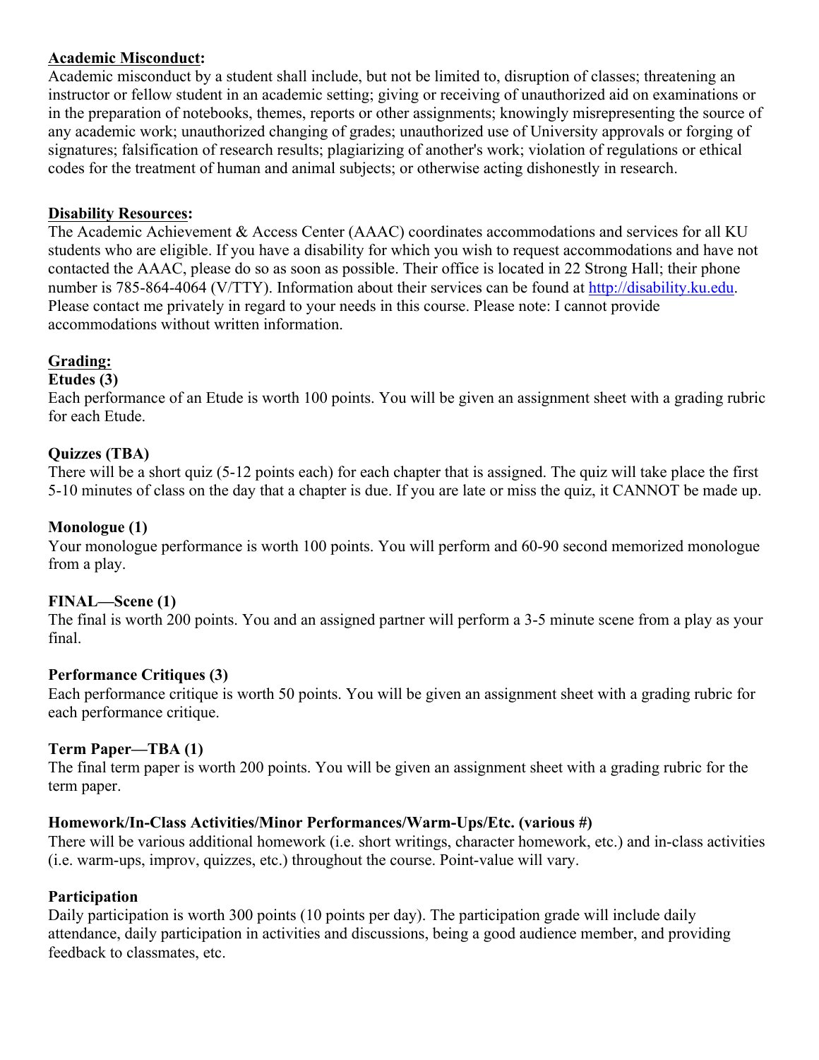**Academic Misconduct:**

Academic misconduct by a student shall include, but not be limited to, disruption of classes; threatening an instructor or fellow student in an academic setting; giving or receiving of unauthorized aid on examinations or in the preparation of notebooks, themes, reports or other assignments; knowingly misrepresenting the source of any academic work; unauthorized changing of grades; unauthorized use of University approvals or forging of signatures; falsification of research results; plagiarizing of another's work; violation of regulations or ethical codes for the treatment of human and animal subjects; or otherwise acting dishonestly in research.

**Disability Resources:**

The Academic Achievement & Access Center (AAAC) coordinates accommodations and services for all KU students who are eligible. If you have a disability for which you wish to request accommodations and have not contacted the AAAC, please do so as soon as possible. Their office is located in 22 Strong Hall; their phone number is 785-864-4064 (V/TTY). Information about their services can be found at http://disability.ku.edu. Please contact me privately in regard to your needs in this course. Please note: I cannot provide accommodations without written information.

**Grading:**

**Etudes (3)**

Each performance of an Etude is worth 100 points. You will be given an assignment sheet with a grading rubric for each Etude.

**Quizzes (TBA)**

There will be a short quiz (5-12 points each) for each chapter that is assigned. The quiz will take place the first 5-10 minutes of class on the day that a chapter is due. If you are late or miss the quiz, it CANNOT be made up.

**Monologue (1)**

Your monologue performance is worth 100 points. You will perform and 60-90 second memorized monologue from a play.

**FINAL—Scene (1)**

The final is worth 200 points. You and an assigned partner will perform a 3-5 minute scene from a play as your final.

**Performance Critiques (3)**

Each performance critique is worth 50 points. You will be given an assignment sheet with a grading rubric for each performance critique.

**Term Paper—TBA (1)**

The final term paper is worth 200 points. You will be given an assignment sheet with a grading rubric for the term paper.

**Homework/In-Class Activities/Minor Performances/Warm-Ups/Etc. (various #)**

There will be various additional homework (i.e. short writings, character homework, etc.) and in-class activities (i.e. warm-ups, improv, quizzes, etc.) throughout the course. Point-value will vary.

**Participation**

Daily participation is worth 300 points (10 points per day). The participation grade will include daily attendance, daily participation in activities and discussions, being a good audience member, and providing feedback to classmates, etc.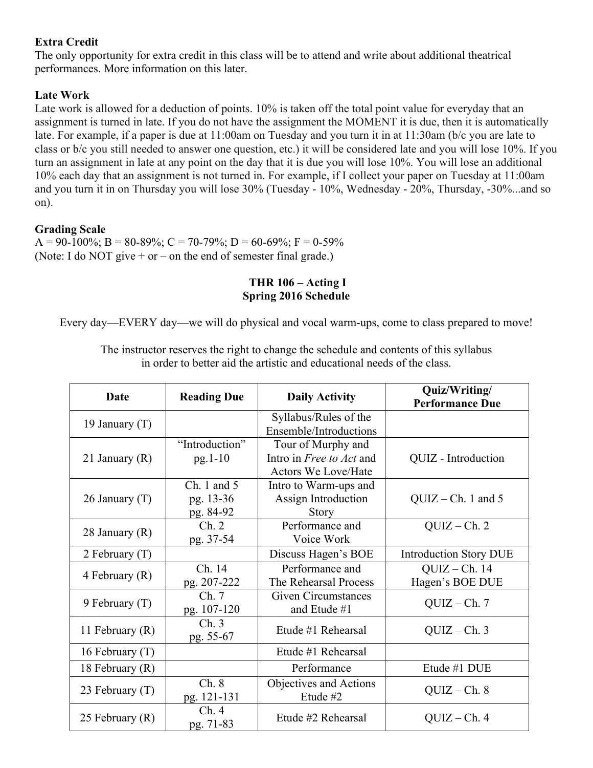**Extra Credit**

The only opportunity for extra credit in this class will be to attend and write about additional theatrical performances. More information on this later.

**Late Work**

Late work is allowed for a deduction of points. 10% is taken off the total point value for everyday that an assignment is turned in late. If you do not have the assignment the MOMENT it is due, then it is automatically late. For example, if a paper is due at 11:00am on Tuesday and you turn it in at 11:30am (b/c you are late to class or b/c you still needed to answer one question, etc.) it will be considered late and you will lose 10%. If you turn an assignment in late at any point on the day that it is due you will lose 10%. You will lose an additional 10% each day that an assignment is not turned in. For example, if I collect your paper on Tuesday at 11:00am and you turn it in on Thursday you will lose 30% (Tuesday - 10%, Wednesday - 20%, Thursday, -30%...and so on).

**Grading Scale**

A = 90-100%; B = 80-89%; C = 70-79%; D = 60-69%; F = 0-59%
(Note: I do NOT give + or – on the end of semester final grade.)

## THR 106 – Acting I
## Spring 2016 Schedule

Every day—EVERY day—we will do physical and vocal warm-ups, come to class prepared to move!

The instructor reserves the right to change the schedule and contents of this syllabus in order to better aid the artistic and educational needs of the class.

| Date | Reading Due | Daily Activity | Quiz/Writing/ Performance Due |
|---|---|---|---|
| 19 January (T) | | Syllabus/Rules of the Ensemble/Introductions | |
| 21 January (R) | "Introduction" pg.1-10 | Tour of Murphy and Intro in *Free to Act* and Actors We Love/Hate | QUIZ - Introduction |
| 26 January (T) | Ch. 1 and 5 pg. 13-36 pg. 84-92 | Intro to Warm-ups and Assign Introduction Story | QUIZ – Ch. 1 and 5 |
| 28 January (R) | Ch. 2 pg. 37-54 | Performance and Voice Work | QUIZ – Ch. 2 |
| 2 February (T) | | Discuss Hagen's BOE | Introduction Story DUE |
| 4 February (R) | Ch. 14 pg. 207-222 | Performance and The Rehearsal Process | QUIZ – Ch. 14 Hagen's BOE DUE |
| 9 February (T) | Ch. 7 pg. 107-120 | Given Circumstances and Etude #1 | QUIZ – Ch. 7 |
| 11 February (R) | Ch. 3 pg. 55-67 | Etude #1 Rehearsal | QUIZ – Ch. 3 |
| 16 February (T) | | Etude #1 Rehearsal | |
| 18 February (R) | | Performance | Etude #1 DUE |
| 23 February (T) | Ch. 8 pg. 121-131 | Objectives and Actions Etude #2 | QUIZ – Ch. 8 |
| 25 February (R) | Ch. 4 pg. 71-83 | Etude #2 Rehearsal | QUIZ – Ch. 4 |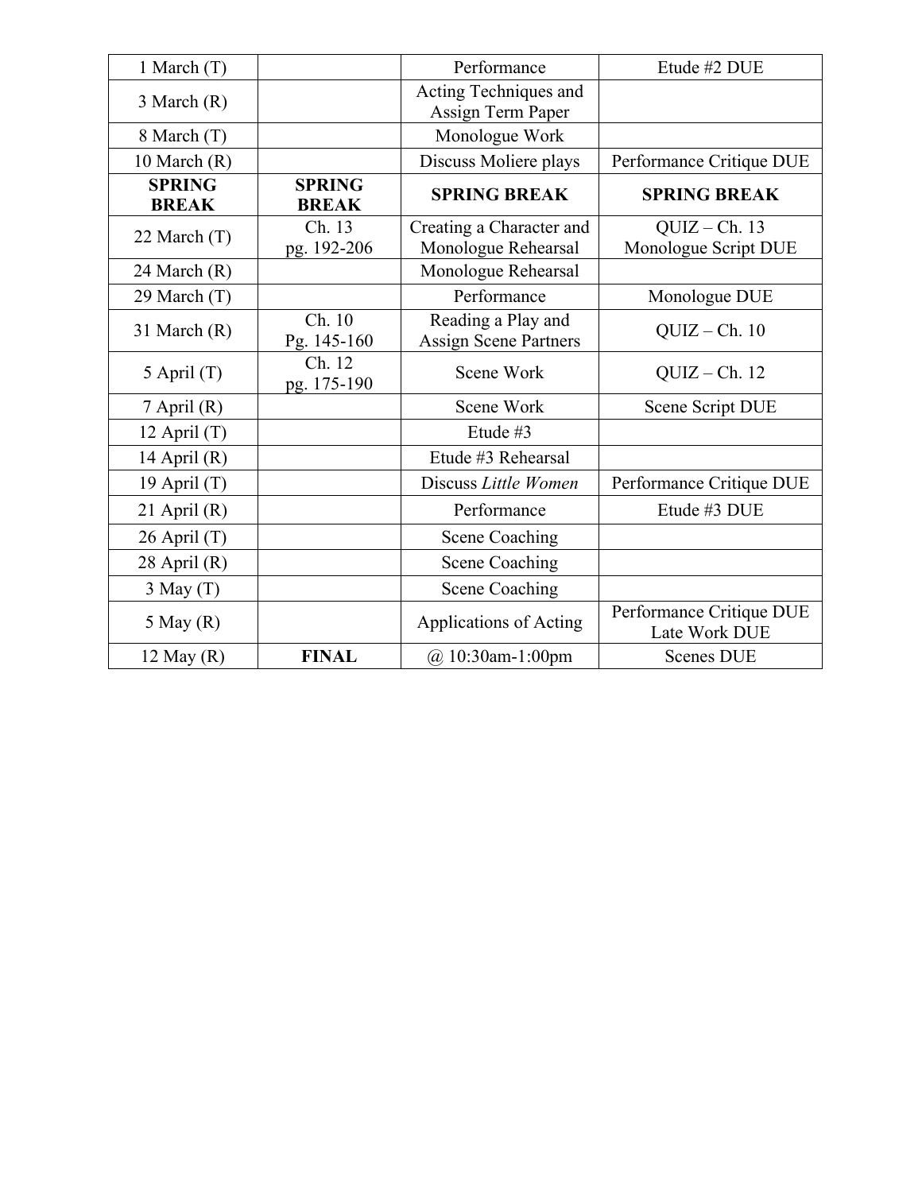| | | | |
|---|---|---|---|
| 1 March (T) | | Performance | Etude #2 DUE |
| 3 March (R) | | Acting Techniques and Assign Term Paper | |
| 8 March (T) | | Monologue Work | |
| 10 March (R) | | Discuss Moliere plays | Performance Critique DUE |
| **SPRING BREAK** | **SPRING BREAK** | **SPRING BREAK** | **SPRING BREAK** |
| 22 March (T) | Ch. 13<br>pg. 192-206 | Creating a Character and Monologue Rehearsal | QUIZ – Ch. 13<br>Monologue Script DUE |
| 24 March (R) | | Monologue Rehearsal | |
| 29 March (T) | | Performance | Monologue DUE |
| 31 March (R) | Ch. 10<br>Pg. 145-160 | Reading a Play and Assign Scene Partners | QUIZ – Ch. 10 |
| 5 April (T) | Ch. 12<br>pg. 175-190 | Scene Work | QUIZ – Ch. 12 |
| 7 April (R) | | Scene Work | Scene Script DUE |
| 12 April (T) | | Etude #3 | |
| 14 April (R) | | Etude #3 Rehearsal | |
| 19 April (T) | | Discuss *Little Women* | Performance Critique DUE |
| 21 April (R) | | Performance | Etude #3 DUE |
| 26 April (T) | | Scene Coaching | |
| 28 April (R) | | Scene Coaching | |
| 3 May (T) | | Scene Coaching | |
| 5 May (R) | | Applications of Acting | Performance Critique DUE<br>Late Work DUE |
| 12 May (R) | **FINAL** | @ 10:30am-1:00pm | Scenes DUE |